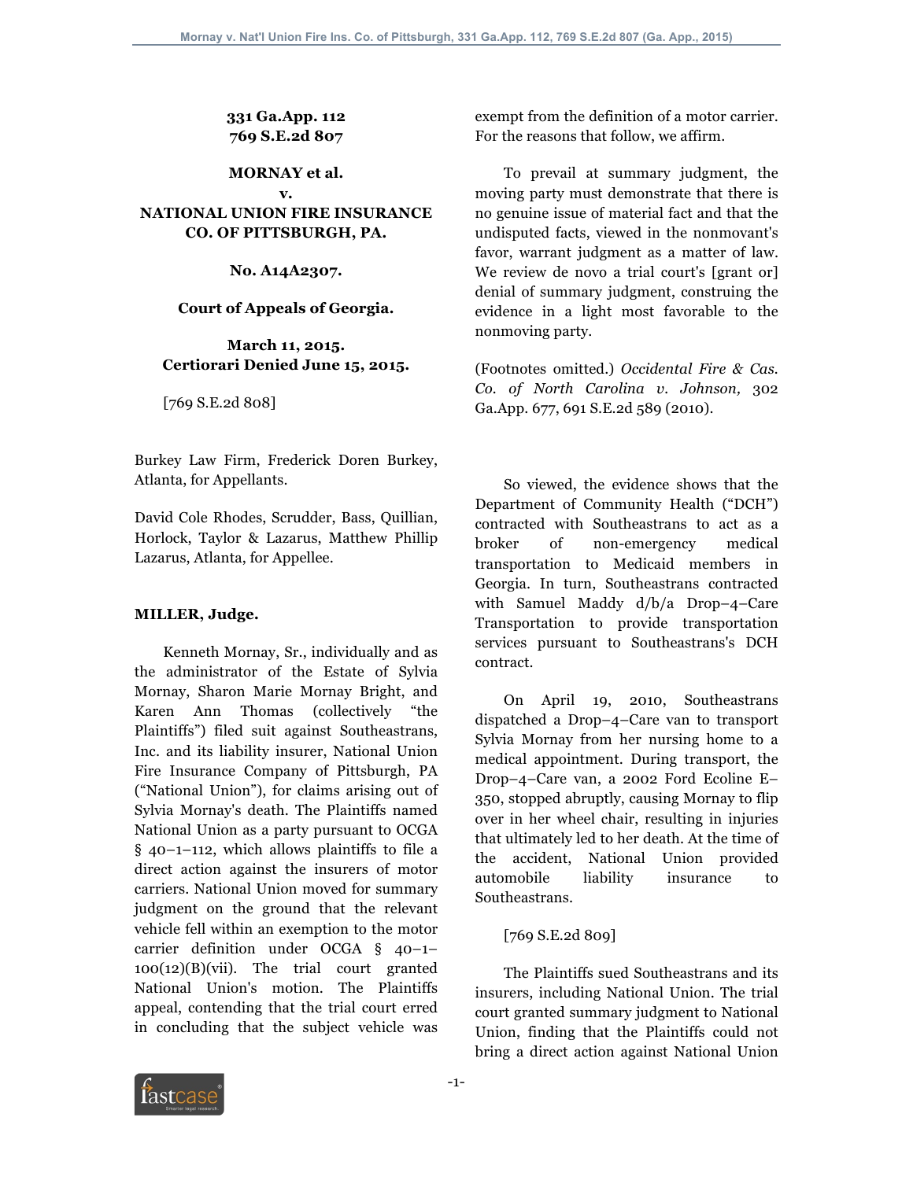**331 Ga.App. 112**
**769 S.E.2d 807**

**MORNAY et al.**
**v.**
**NATIONAL UNION FIRE INSURANCE CO. OF PITTSBURGH, PA.**

**No. A14A2307.**

**Court of Appeals of Georgia.**

**March 11, 2015.**
**Certiorari Denied June 15, 2015.**

[769 S.E.2d 808]

Burkey Law Firm, Frederick Doren Burkey, Atlanta, for Appellants.

David Cole Rhodes, Scrudder, Bass, Quillian, Horlock, Taylor & Lazarus, Matthew Phillip Lazarus, Atlanta, for Appellee.

**MILLER, Judge.**

Kenneth Mornay, Sr., individually and as the administrator of the Estate of Sylvia Mornay, Sharon Marie Mornay Bright, and Karen Ann Thomas (collectively "the Plaintiffs") filed suit against Southeastrans, Inc. and its liability insurer, National Union Fire Insurance Company of Pittsburgh, PA ("National Union"), for claims arising out of Sylvia Mornay's death. The Plaintiffs named National Union as a party pursuant to OCGA § 40–1–112, which allows plaintiffs to file a direct action against the insurers of motor carriers. National Union moved for summary judgment on the ground that the relevant vehicle fell within an exemption to the motor carrier definition under OCGA § 40–1–100(12)(B)(vii). The trial court granted National Union's motion. The Plaintiffs appeal, contending that the trial court erred in concluding that the subject vehicle was exempt from the definition of a motor carrier. For the reasons that follow, we affirm.

To prevail at summary judgment, the moving party must demonstrate that there is no genuine issue of material fact and that the undisputed facts, viewed in the nonmovant's favor, warrant judgment as a matter of law. We review de novo a trial court's [grant or] denial of summary judgment, construing the evidence in a light most favorable to the nonmoving party.

(Footnotes omitted.) *Occidental Fire & Cas. Co. of North Carolina v. Johnson,* 302 Ga.App. 677, 691 S.E.2d 589 (2010).

So viewed, the evidence shows that the Department of Community Health ("DCH") contracted with Southeastrans to act as a broker of non-emergency medical transportation to Medicaid members in Georgia. In turn, Southeastrans contracted with Samuel Maddy d/b/a Drop–4–Care Transportation to provide transportation services pursuant to Southeastrans's DCH contract.

On April 19, 2010, Southeastrans dispatched a Drop–4–Care van to transport Sylvia Mornay from her nursing home to a medical appointment. During transport, the Drop–4–Care van, a 2002 Ford Ecoline E–350, stopped abruptly, causing Mornay to flip over in her wheel chair, resulting in injuries that ultimately led to her death. At the time of the accident, National Union provided automobile liability insurance to Southeastrans.

[769 S.E.2d 809]

The Plaintiffs sued Southeastrans and its insurers, including National Union. The trial court granted summary judgment to National Union, finding that the Plaintiffs could not bring a direct action against National Union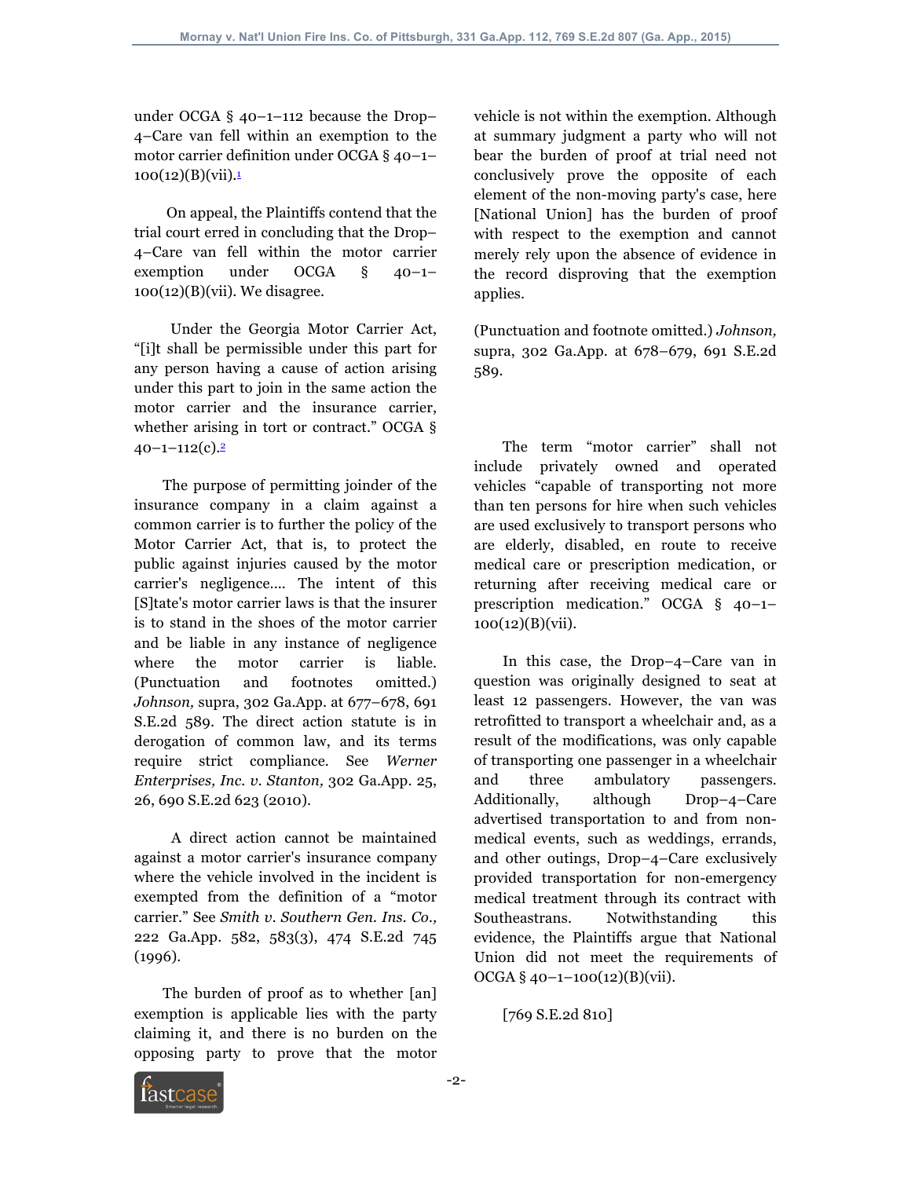under OCGA § 40–1–112 because the Drop–4–Care van fell within an exemption to the motor carrier definition under OCGA § 40–1–100(12)(B)(vii).[1]

On appeal, the Plaintiffs contend that the trial court erred in concluding that the Drop–4–Care van fell within the motor carrier exemption under OCGA § 40–1–100(12)(B)(vii). We disagree.

Under the Georgia Motor Carrier Act, "[i]t shall be permissible under this part for any person having a cause of action arising under this part to join in the same action the motor carrier and the insurance carrier, whether arising in tort or contract." OCGA § 40–1–112(c).[2]

The purpose of permitting joinder of the insurance company in a claim against a common carrier is to further the policy of the Motor Carrier Act, that is, to protect the public against injuries caused by the motor carrier's negligence.... The intent of this [S]tate's motor carrier laws is that the insurer is to stand in the shoes of the motor carrier and be liable in any instance of negligence where the motor carrier is liable. (Punctuation and footnotes omitted.) *Johnson,* supra, 302 Ga.App. at 677–678, 691 S.E.2d 589. The direct action statute is in derogation of common law, and its terms require strict compliance. See *Werner Enterprises, Inc. v. Stanton,* 302 Ga.App. 25, 26, 690 S.E.2d 623 (2010).

A direct action cannot be maintained against a motor carrier's insurance company where the vehicle involved in the incident is exempted from the definition of a "motor carrier." See *Smith v. Southern Gen. Ins. Co.,* 222 Ga.App. 582, 583(3), 474 S.E.2d 745 (1996).

The burden of proof as to whether [an] exemption is applicable lies with the party claiming it, and there is no burden on the opposing party to prove that the motor vehicle is not within the exemption. Although at summary judgment a party who will not bear the burden of proof at trial need not conclusively prove the opposite of each element of the non-moving party's case, here [National Union] has the burden of proof with respect to the exemption and cannot merely rely upon the absence of evidence in the record disproving that the exemption applies.

(Punctuation and footnote omitted.) *Johnson,* supra, 302 Ga.App. at 678–679, 691 S.E.2d 589.

The term "motor carrier" shall not include privately owned and operated vehicles "capable of transporting not more than ten persons for hire when such vehicles are used exclusively to transport persons who are elderly, disabled, en route to receive medical care or prescription medication, or returning after receiving medical care or prescription medication." OCGA § 40–1–100(12)(B)(vii).

In this case, the Drop–4–Care van in question was originally designed to seat at least 12 passengers. However, the van was retrofitted to transport a wheelchair and, as a result of the modifications, was only capable of transporting one passenger in a wheelchair and three ambulatory passengers. Additionally, although Drop–4–Care advertised transportation to and from non-medical events, such as weddings, errands, and other outings, Drop–4–Care exclusively provided transportation for non-emergency medical treatment through its contract with Southeastrans. Notwithstanding this evidence, the Plaintiffs argue that National Union did not meet the requirements of OCGA § 40–1–100(12)(B)(vii).

[769 S.E.2d 810]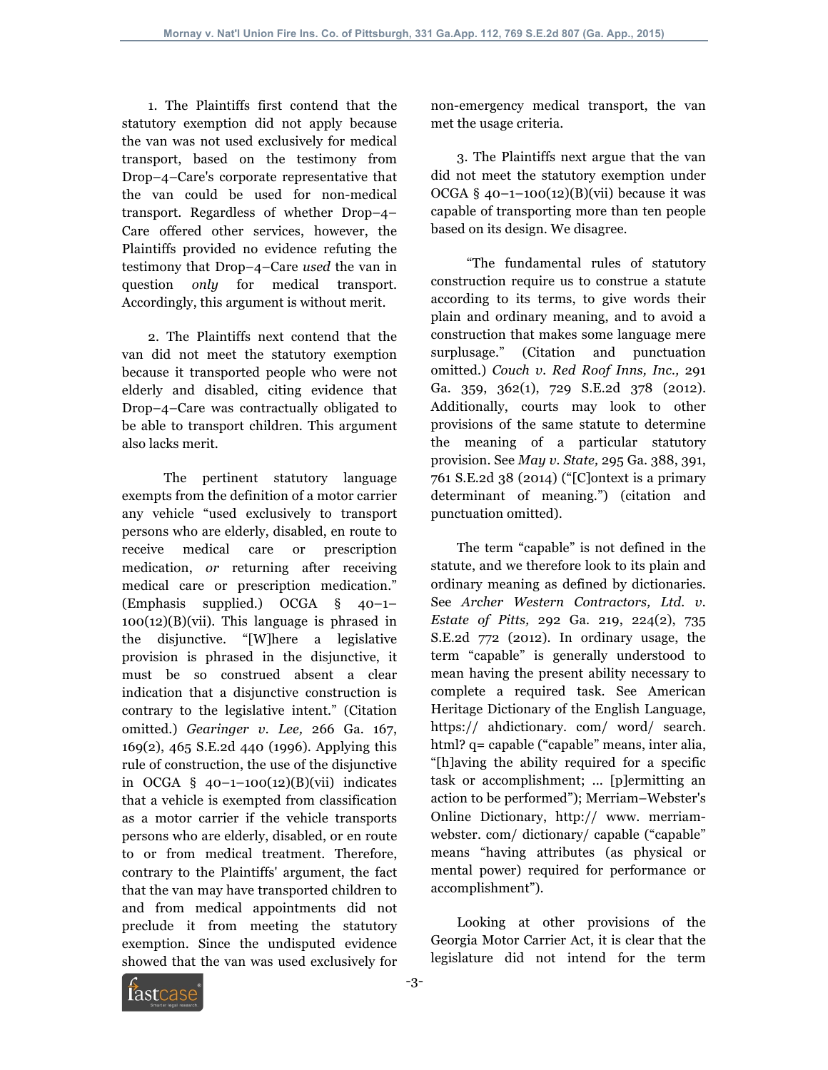1. The Plaintiffs first contend that the statutory exemption did not apply because the van was not used exclusively for medical transport, based on the testimony from Drop–4–Care's corporate representative that the van could be used for non-medical transport. Regardless of whether Drop–4–Care offered other services, however, the Plaintiffs provided no evidence refuting the testimony that Drop–4–Care *used* the van in question *only* for medical transport. Accordingly, this argument is without merit.

2. The Plaintiffs next contend that the van did not meet the statutory exemption because it transported people who were not elderly and disabled, citing evidence that Drop–4–Care was contractually obligated to be able to transport children. This argument also lacks merit.

The pertinent statutory language exempts from the definition of a motor carrier any vehicle "used exclusively to transport persons who are elderly, disabled, en route to receive medical care or prescription medication, *or* returning after receiving medical care or prescription medication." (Emphasis supplied.) OCGA § 40–1–100(12)(B)(vii). This language is phrased in the disjunctive. "[W]here a legislative provision is phrased in the disjunctive, it must be so construed absent a clear indication that a disjunctive construction is contrary to the legislative intent." (Citation omitted.) *Gearinger v. Lee,* 266 Ga. 167, 169(2), 465 S.E.2d 440 (1996). Applying this rule of construction, the use of the disjunctive in OCGA § 40–1–100(12)(B)(vii) indicates that a vehicle is exempted from classification as a motor carrier if the vehicle transports persons who are elderly, disabled, or en route to or from medical treatment. Therefore, contrary to the Plaintiffs' argument, the fact that the van may have transported children to and from medical appointments did not preclude it from meeting the statutory exemption. Since the undisputed evidence showed that the van was used exclusively for non-emergency medical transport, the van met the usage criteria.

3. The Plaintiffs next argue that the van did not meet the statutory exemption under OCGA § 40–1–100(12)(B)(vii) because it was capable of transporting more than ten people based on its design. We disagree.

"The fundamental rules of statutory construction require us to construe a statute according to its terms, to give words their plain and ordinary meaning, and to avoid a construction that makes some language mere surplusage." (Citation and punctuation omitted.) *Couch v. Red Roof Inns, Inc.,* 291 Ga. 359, 362(1), 729 S.E.2d 378 (2012). Additionally, courts may look to other provisions of the same statute to determine the meaning of a particular statutory provision. See *May v. State,* 295 Ga. 388, 391, 761 S.E.2d 38 (2014) ("[C]ontext is a primary determinant of meaning.") (citation and punctuation omitted).

The term "capable" is not defined in the statute, and we therefore look to its plain and ordinary meaning as defined by dictionaries. See *Archer Western Contractors, Ltd. v. Estate of Pitts,* 292 Ga. 219, 224(2), 735 S.E.2d 772 (2012). In ordinary usage, the term "capable" is generally understood to mean having the present ability necessary to complete a required task. See American Heritage Dictionary of the English Language, https:// ahdictionary. com/ word/ search. html? q= capable ("capable" means, inter alia, "[h]aving the ability required for a specific task or accomplishment; ... [p]ermitting an action to be performed"); Merriam–Webster's Online Dictionary, http:// www. merriam-webster. com/ dictionary/ capable ("capable" means "having attributes (as physical or mental power) required for performance or accomplishment").

Looking at other provisions of the Georgia Motor Carrier Act, it is clear that the legislature did not intend for the term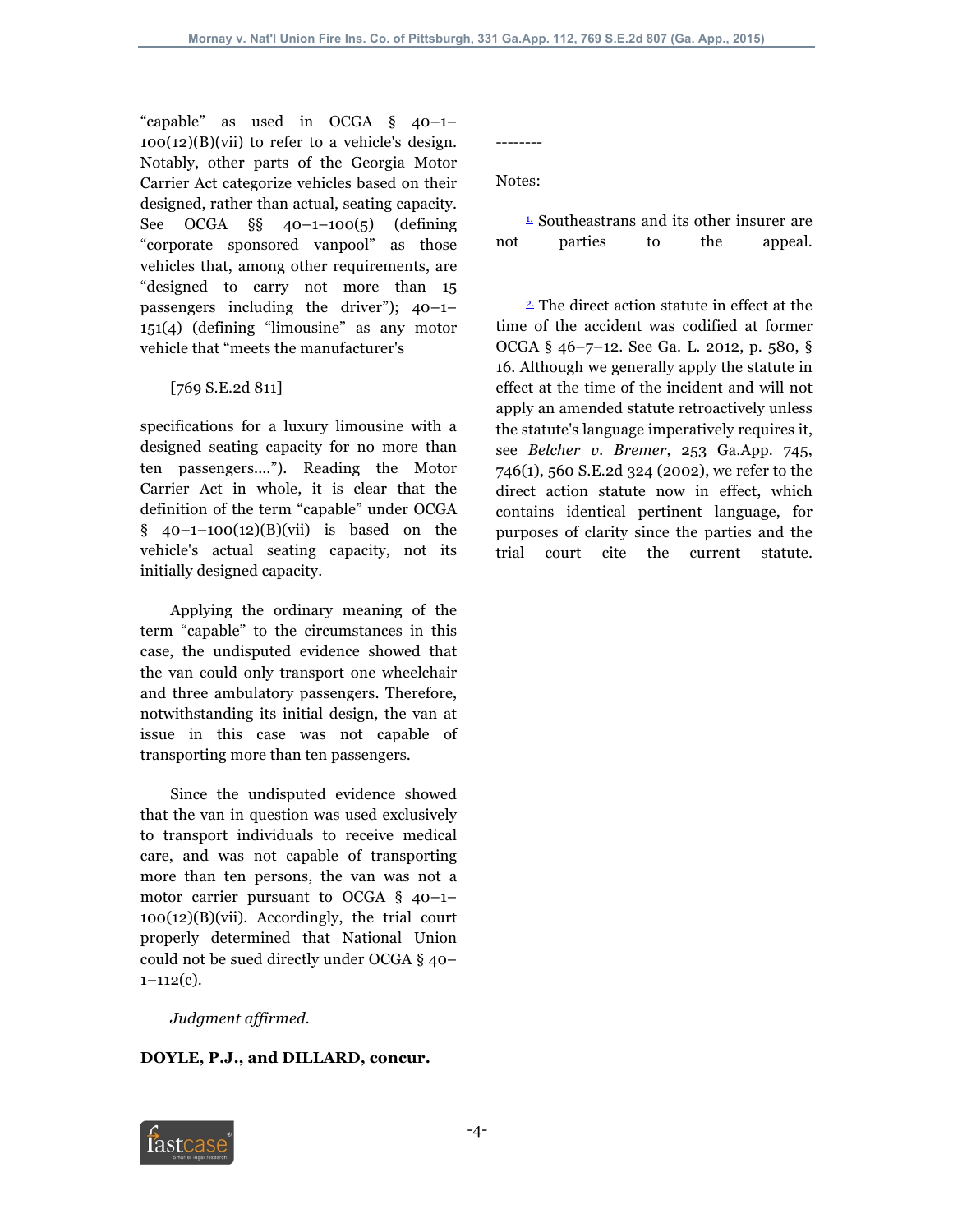"capable" as used in OCGA § 40–1–100(12)(B)(vii) to refer to a vehicle's design. Notably, other parts of the Georgia Motor Carrier Act categorize vehicles based on their designed, rather than actual, seating capacity. See OCGA §§ 40–1–100(5) (defining "corporate sponsored vanpool" as those vehicles that, among other requirements, are "designed to carry not more than 15 passengers including the driver"); 40–1–151(4) (defining "limousine" as any motor vehicle that "meets the manufacturer's

[769 S.E.2d 811]

specifications for a luxury limousine with a designed seating capacity for no more than ten passengers...."). Reading the Motor Carrier Act in whole, it is clear that the definition of the term "capable" under OCGA § 40–1–100(12)(B)(vii) is based on the vehicle's actual seating capacity, not its initially designed capacity.

Applying the ordinary meaning of the term "capable" to the circumstances in this case, the undisputed evidence showed that the van could only transport one wheelchair and three ambulatory passengers. Therefore, notwithstanding its initial design, the van at issue in this case was not capable of transporting more than ten passengers.

Since the undisputed evidence showed that the van in question was used exclusively to transport individuals to receive medical care, and was not capable of transporting more than ten persons, the van was not a motor carrier pursuant to OCGA § 40–1–100(12)(B)(vii). Accordingly, the trial court properly determined that National Union could not be sued directly under OCGA § 40–1–112(c).

*Judgment affirmed.*

**DOYLE, P.J., and DILLARD, concur.**

--------

Notes:

[1] Southeastrans and its other insurer are not parties to the appeal.

[2] The direct action statute in effect at the time of the accident was codified at former OCGA § 46–7–12. See Ga. L. 2012, p. 580, § 16. Although we generally apply the statute in effect at the time of the incident and will not apply an amended statute retroactively unless the statute's language imperatively requires it, see *Belcher v. Bremer,* 253 Ga.App. 745, 746(1), 560 S.E.2d 324 (2002), we refer to the direct action statute now in effect, which contains identical pertinent language, for purposes of clarity since the parties and the trial court cite the current statute.